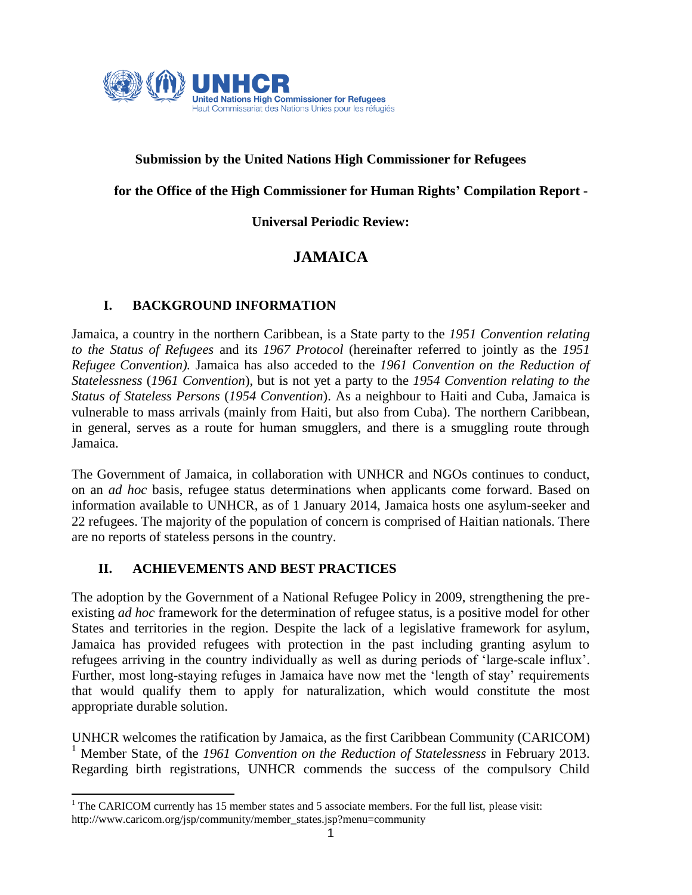**Submission by the United Nations High Commissioner for Refugees**

**for the Office of the High Commissioner for Human Rights' Compilation Report -**

**Universal Periodic Review:**

# JAMAICA

## I. BACKGROUND INFORMATION

Jamaica, a country in the northern Caribbean, is a State party to the *1951 Convention relating to the Status of Refugees* and its *1967 Protocol* (hereinafter referred to jointly as the *1951 Refugee Convention).* Jamaica has also acceded to the *1961 Convention on the Reduction of Statelessness* (*1961 Convention*), but is not yet a party to the *1954 Convention relating to the Status of Stateless Persons* (*1954 Convention*). As a neighbour to Haiti and Cuba, Jamaica is vulnerable to mass arrivals (mainly from Haiti, but also from Cuba). The northern Caribbean, in general, serves as a route for human smugglers, and there is a smuggling route through Jamaica.

The Government of Jamaica, in collaboration with UNHCR and NGOs continues to conduct, on an *ad hoc* basis, refugee status determinations when applicants come forward. Based on information available to UNHCR, as of 1 January 2014, Jamaica hosts one asylum-seeker and 22 refugees. The majority of the population of concern is comprised of Haitian nationals. There are no reports of stateless persons in the country.

## II. ACHIEVEMENTS AND BEST PRACTICES

The adoption by the Government of a National Refugee Policy in 2009, strengthening the pre-existing *ad hoc* framework for the determination of refugee status, is a positive model for other States and territories in the region. Despite the lack of a legislative framework for asylum, Jamaica has provided refugees with protection in the past including granting asylum to refugees arriving in the country individually as well as during periods of 'large-scale influx'. Further, most long-staying refuges in Jamaica have now met the 'length of stay' requirements that would qualify them to apply for naturalization, which would constitute the most appropriate durable solution.

UNHCR welcomes the ratification by Jamaica, as the first Caribbean Community (CARICOM) [1] Member State, of the *1961 Convention on the Reduction of Statelessness* in February 2013. Regarding birth registrations, UNHCR commends the success of the compulsory Child

[1] The CARICOM currently has 15 member states and 5 associate members. For the full list, please visit: http://www.caricom.org/jsp/community/member_states.jsp?menu=community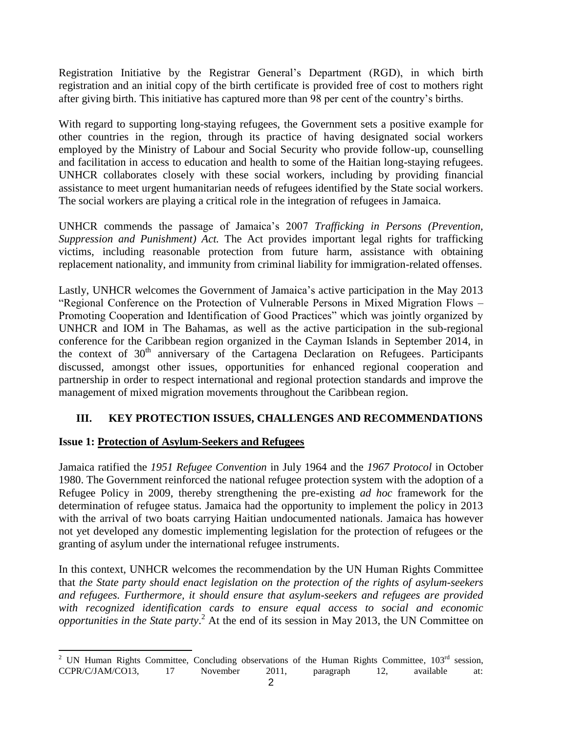Registration Initiative by the Registrar General's Department (RGD), in which birth registration and an initial copy of the birth certificate is provided free of cost to mothers right after giving birth. This initiative has captured more than 98 per cent of the country's births.

With regard to supporting long-staying refugees, the Government sets a positive example for other countries in the region, through its practice of having designated social workers employed by the Ministry of Labour and Social Security who provide follow-up, counselling and facilitation in access to education and health to some of the Haitian long-staying refugees. UNHCR collaborates closely with these social workers, including by providing financial assistance to meet urgent humanitarian needs of refugees identified by the State social workers. The social workers are playing a critical role in the integration of refugees in Jamaica.

UNHCR commends the passage of Jamaica's 2007 *Trafficking in Persons (Prevention, Suppression and Punishment) Act.* The Act provides important legal rights for trafficking victims, including reasonable protection from future harm, assistance with obtaining replacement nationality, and immunity from criminal liability for immigration-related offenses.

Lastly, UNHCR welcomes the Government of Jamaica's active participation in the May 2013 "Regional Conference on the Protection of Vulnerable Persons in Mixed Migration Flows – Promoting Cooperation and Identification of Good Practices" which was jointly organized by UNHCR and IOM in The Bahamas, as well as the active participation in the sub-regional conference for the Caribbean region organized in the Cayman Islands in September 2014, in the context of 30th anniversary of the Cartagena Declaration on Refugees. Participants discussed, amongst other issues, opportunities for enhanced regional cooperation and partnership in order to respect international and regional protection standards and improve the management of mixed migration movements throughout the Caribbean region.

## III. KEY PROTECTION ISSUES, CHALLENGES AND RECOMMENDATIONS

**Issue 1: Protection of Asylum-Seekers and Refugees**

Jamaica ratified the *1951 Refugee Convention* in July 1964 and the *1967 Protocol* in October 1980. The Government reinforced the national refugee protection system with the adoption of a Refugee Policy in 2009, thereby strengthening the pre-existing *ad hoc* framework for the determination of refugee status. Jamaica had the opportunity to implement the policy in 2013 with the arrival of two boats carrying Haitian undocumented nationals. Jamaica has however not yet developed any domestic implementing legislation for the protection of refugees or the granting of asylum under the international refugee instruments.

In this context, UNHCR welcomes the recommendation by the UN Human Rights Committee that *the State party should enact legislation on the protection of the rights of asylum-seekers and refugees. Furthermore, it should ensure that asylum-seekers and refugees are provided with recognized identification cards to ensure equal access to social and economic opportunities in the State party*.[2] At the end of its session in May 2013, the UN Committee on

[2] UN Human Rights Committee, Concluding observations of the Human Rights Committee, 103rd session, CCPR/C/JAM/CO13, 17 November 2011, paragraph 12, available at: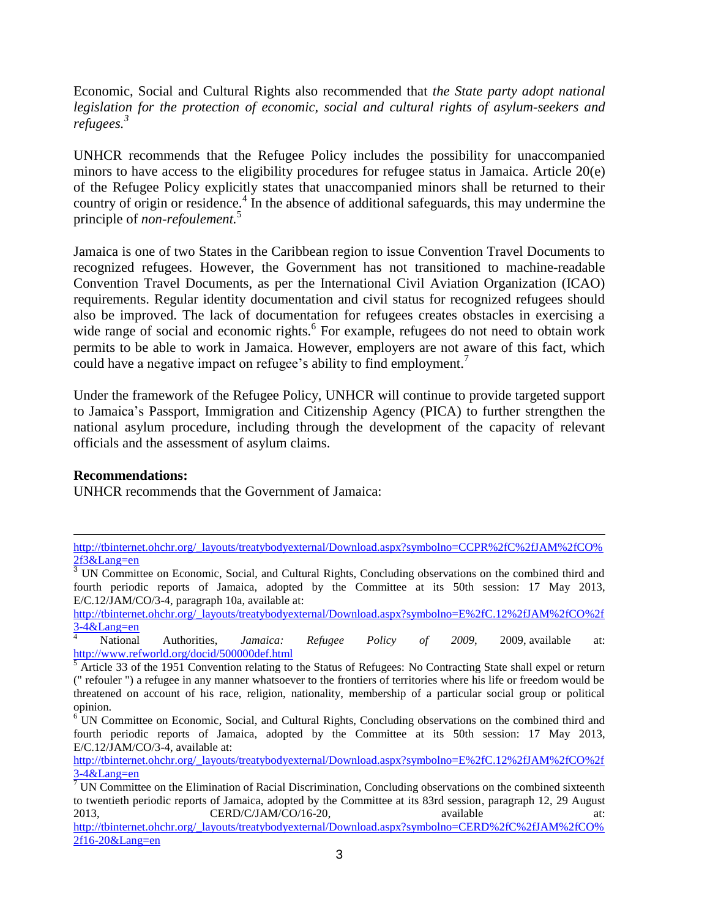Economic, Social and Cultural Rights also recommended that *the State party adopt national legislation for the protection of economic, social and cultural rights of asylum-seekers and refugees.*[3]

UNHCR recommends that the Refugee Policy includes the possibility for unaccompanied minors to have access to the eligibility procedures for refugee status in Jamaica. Article 20(e) of the Refugee Policy explicitly states that unaccompanied minors shall be returned to their country of origin or residence.[4] In the absence of additional safeguards, this may undermine the principle of *non-refoulement.*[5]

Jamaica is one of two States in the Caribbean region to issue Convention Travel Documents to recognized refugees. However, the Government has not transitioned to machine-readable Convention Travel Documents, as per the International Civil Aviation Organization (ICAO) requirements. Regular identity documentation and civil status for recognized refugees should also be improved. The lack of documentation for refugees creates obstacles in exercising a wide range of social and economic rights.[6] For example, refugees do not need to obtain work permits to be able to work in Jamaica. However, employers are not aware of this fact, which could have a negative impact on refugee's ability to find employment.[7]

Under the framework of the Refugee Policy, UNHCR will continue to provide targeted support to Jamaica's Passport, Immigration and Citizenship Agency (PICA) to further strengthen the national asylum procedure, including through the development of the capacity of relevant officials and the assessment of asylum claims.

**Recommendations:**

UNHCR recommends that the Government of Jamaica:

---

http://tbinternet.ohchr.org/_layouts/treatybodyexternal/Download.aspx?symbolno=CCPR%2fC%2fJAM%2fCO%2f3&Lang=en

[3] UN Committee on Economic, Social, and Cultural Rights, Concluding observations on the combined third and fourth periodic reports of Jamaica, adopted by the Committee at its 50th session: 17 May 2013, E/C.12/JAM/CO/3-4, paragraph 10a, available at: http://tbinternet.ohchr.org/_layouts/treatybodyexternal/Download.aspx?symbolno=E%2fC.12%2fJAM%2fCO%2f3-4&Lang=en

[4] National Authorities, *Jamaica: Refugee Policy of 2009*, 2009, available at: http://www.refworld.org/docid/500000def.html

[5] Article 33 of the 1951 Convention relating to the Status of Refugees: No Contracting State shall expel or return (" refouler ") a refugee in any manner whatsoever to the frontiers of territories where his life or freedom would be threatened on account of his race, religion, nationality, membership of a particular social group or political opinion.

[6] UN Committee on Economic, Social, and Cultural Rights, Concluding observations on the combined third and fourth periodic reports of Jamaica, adopted by the Committee at its 50th session: 17 May 2013, E/C.12/JAM/CO/3-4, available at: http://tbinternet.ohchr.org/_layouts/treatybodyexternal/Download.aspx?symbolno=E%2fC.12%2fJAM%2fCO%2f3-4&Lang=en

[7] UN Committee on the Elimination of Racial Discrimination, Concluding observations on the combined sixteenth to twentieth periodic reports of Jamaica, adopted by the Committee at its 83rd session, paragraph 12, 29 August 2013, CERD/C/JAM/CO/16-20, available at: http://tbinternet.ohchr.org/_layouts/treatybodyexternal/Download.aspx?symbolno=CERD%2fC%2fJAM%2fCO%2f16-20&Lang=en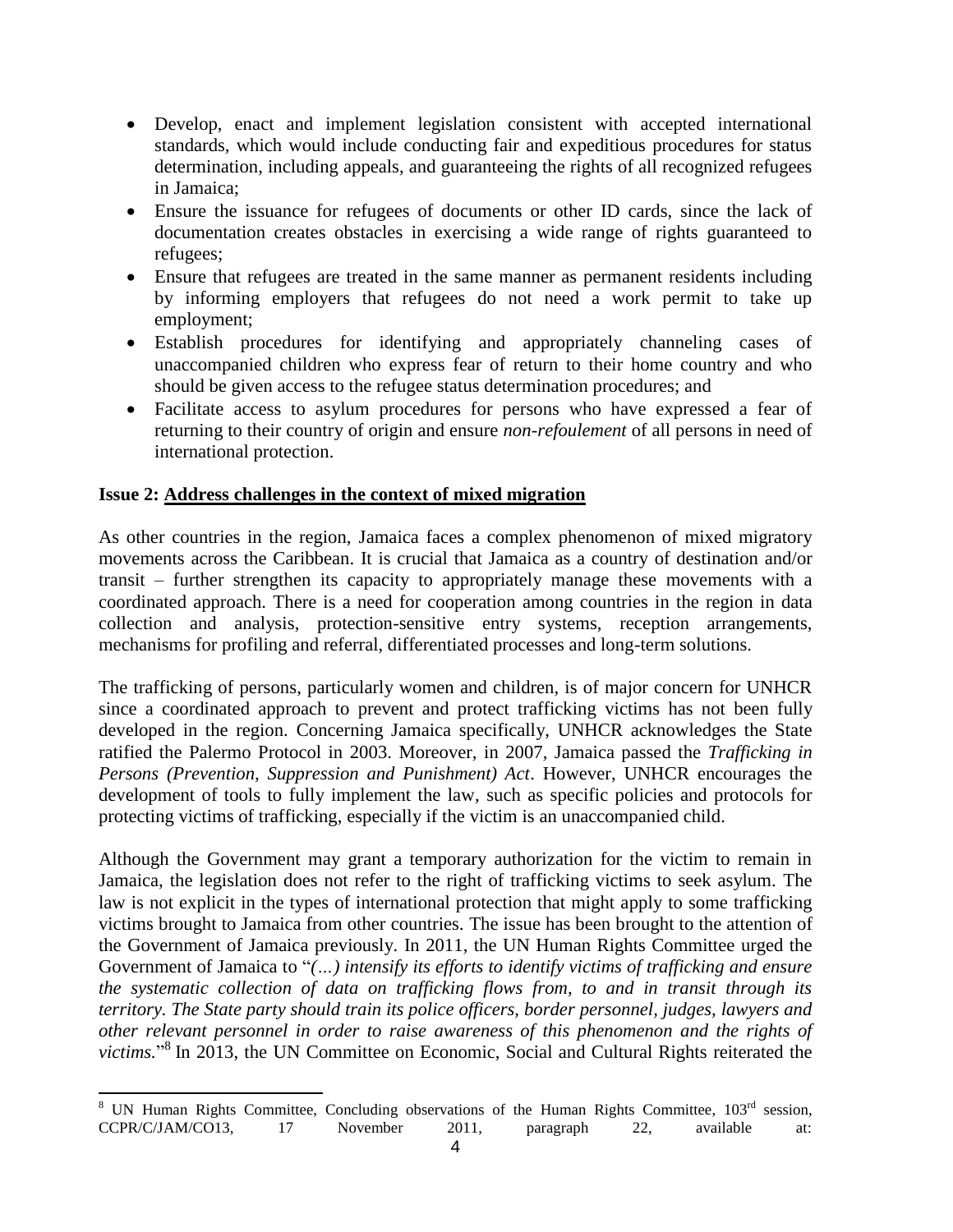- Develop, enact and implement legislation consistent with accepted international standards, which would include conducting fair and expeditious procedures for status determination, including appeals, and guaranteeing the rights of all recognized refugees in Jamaica;
- Ensure the issuance for refugees of documents or other ID cards, since the lack of documentation creates obstacles in exercising a wide range of rights guaranteed to refugees;
- Ensure that refugees are treated in the same manner as permanent residents including by informing employers that refugees do not need a work permit to take up employment;
- Establish procedures for identifying and appropriately channeling cases of unaccompanied children who express fear of return to their home country and who should be given access to the refugee status determination procedures; and
- Facilitate access to asylum procedures for persons who have expressed a fear of returning to their country of origin and ensure *non-refoulement* of all persons in need of international protection.

**Issue 2: <u>Address challenges in the context of mixed migration</u>**

As other countries in the region, Jamaica faces a complex phenomenon of mixed migratory movements across the Caribbean. It is crucial that Jamaica as a country of destination and/or transit – further strengthen its capacity to appropriately manage these movements with a coordinated approach. There is a need for cooperation among countries in the region in data collection and analysis, protection-sensitive entry systems, reception arrangements, mechanisms for profiling and referral, differentiated processes and long-term solutions.

The trafficking of persons, particularly women and children, is of major concern for UNHCR since a coordinated approach to prevent and protect trafficking victims has not been fully developed in the region. Concerning Jamaica specifically, UNHCR acknowledges the State ratified the Palermo Protocol in 2003. Moreover, in 2007, Jamaica passed the *Trafficking in Persons (Prevention, Suppression and Punishment) Act*. However, UNHCR encourages the development of tools to fully implement the law, such as specific policies and protocols for protecting victims of trafficking, especially if the victim is an unaccompanied child.

Although the Government may grant a temporary authorization for the victim to remain in Jamaica, the legislation does not refer to the right of trafficking victims to seek asylum. The law is not explicit in the types of international protection that might apply to some trafficking victims brought to Jamaica from other countries. The issue has been brought to the attention of the Government of Jamaica previously. In 2011, the UN Human Rights Committee urged the Government of Jamaica to "*(…) intensify its efforts to identify victims of trafficking and ensure the systematic collection of data on trafficking flows from, to and in transit through its territory. The State party should train its police officers, border personnel, judges, lawyers and other relevant personnel in order to raise awareness of this phenomenon and the rights of victims.*"[8] In 2013, the UN Committee on Economic, Social and Cultural Rights reiterated the

[8] UN Human Rights Committee, Concluding observations of the Human Rights Committee, 103rd session, CCPR/C/JAM/CO13, 17 November 2011, paragraph 22, available at: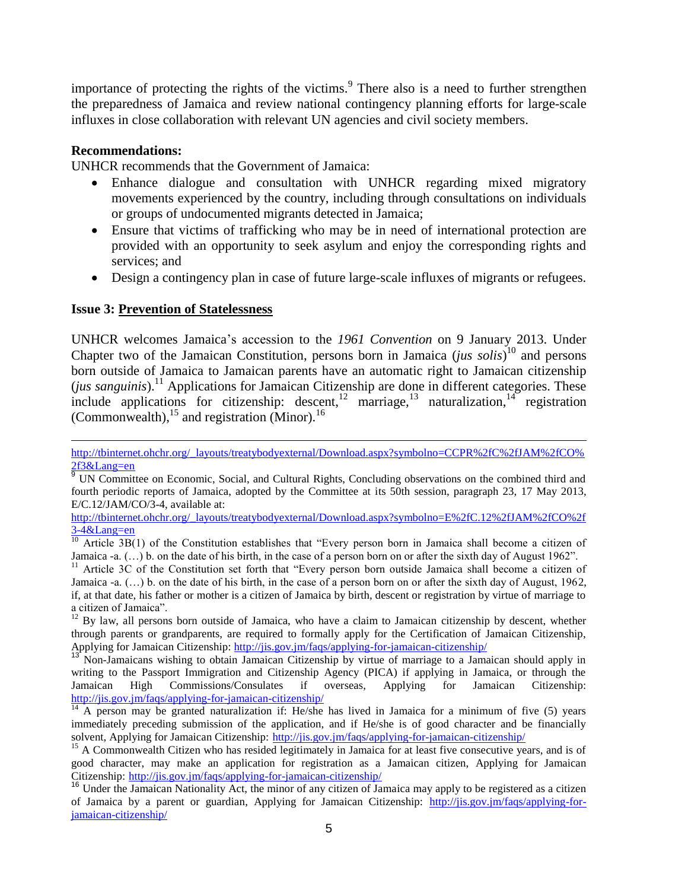importance of protecting the rights of the victims.[9] There also is a need to further strengthen the preparedness of Jamaica and review national contingency planning efforts for large-scale influxes in close collaboration with relevant UN agencies and civil society members.

**Recommendations:**

UNHCR recommends that the Government of Jamaica:

- Enhance dialogue and consultation with UNHCR regarding mixed migratory movements experienced by the country, including through consultations on individuals or groups of undocumented migrants detected in Jamaica;
- Ensure that victims of trafficking who may be in need of international protection are provided with an opportunity to seek asylum and enjoy the corresponding rights and services; and
- Design a contingency plan in case of future large-scale influxes of migrants or refugees.

**Issue 3: <u>Prevention of Statelessness</u>**

UNHCR welcomes Jamaica's accession to the *1961 Convention* on 9 January 2013. Under Chapter two of the Jamaican Constitution, persons born in Jamaica (*jus solis*)[10] and persons born outside of Jamaica to Jamaican parents have an automatic right to Jamaican citizenship (*jus sanguinis*).[11] Applications for Jamaican Citizenship are done in different categories. These include applications for citizenship: descent,[12] marriage,[13] naturalization,[14] registration (Commonwealth),[15] and registration (Minor).[16]

---

http://tbinternet.ohchr.org/_layouts/treatybodyexternal/Download.aspx?symbolno=CCPR%2fC%2fJAM%2fCO%2f3&Lang=en

[9] UN Committee on Economic, Social, and Cultural Rights, Concluding observations on the combined third and fourth periodic reports of Jamaica, adopted by the Committee at its 50th session, paragraph 23, 17 May 2013, E/C.12/JAM/CO/3-4, available at: http://tbinternet.ohchr.org/_layouts/treatybodyexternal/Download.aspx?symbolno=E%2fC.12%2fJAM%2fCO%2f3-4&Lang=en

[10] Article 3B(1) of the Constitution establishes that "Every person born in Jamaica shall become a citizen of Jamaica -a. (…) b. on the date of his birth, in the case of a person born on or after the sixth day of August 1962".

[11] Article 3C of the Constitution set forth that "Every person born outside Jamaica shall become a citizen of Jamaica -a. (…) b. on the date of his birth, in the case of a person born on or after the sixth day of August, 1962, if, at that date, his father or mother is a citizen of Jamaica by birth, descent or registration by virtue of marriage to a citizen of Jamaica".

[12] By law, all persons born outside of Jamaica, who have a claim to Jamaican citizenship by descent, whether through parents or grandparents, are required to formally apply for the Certification of Jamaican Citizenship, Applying for Jamaican Citizenship: http://jis.gov.jm/faqs/applying-for-jamaican-citizenship/

[13] Non-Jamaicans wishing to obtain Jamaican Citizenship by virtue of marriage to a Jamaican should apply in writing to the Passport Immigration and Citizenship Agency (PICA) if applying in Jamaica, or through the Jamaican High Commissions/Consulates if overseas, Applying for Jamaican Citizenship: http://jis.gov.jm/faqs/applying-for-jamaican-citizenship/

[14] A person may be granted naturalization if: He/she has lived in Jamaica for a minimum of five (5) years immediately preceding submission of the application, and if He/she is of good character and be financially solvent, Applying for Jamaican Citizenship: http://jis.gov.jm/faqs/applying-for-jamaican-citizenship/

[15] A Commonwealth Citizen who has resided legitimately in Jamaica for at least five consecutive years, and is of good character, may make an application for registration as a Jamaican citizen, Applying for Jamaican Citizenship: http://jis.gov.jm/faqs/applying-for-jamaican-citizenship/

[16] Under the Jamaican Nationality Act, the minor of any citizen of Jamaica may apply to be registered as a citizen of Jamaica by a parent or guardian, Applying for Jamaican Citizenship: http://jis.gov.jm/faqs/applying-for-jamaican-citizenship/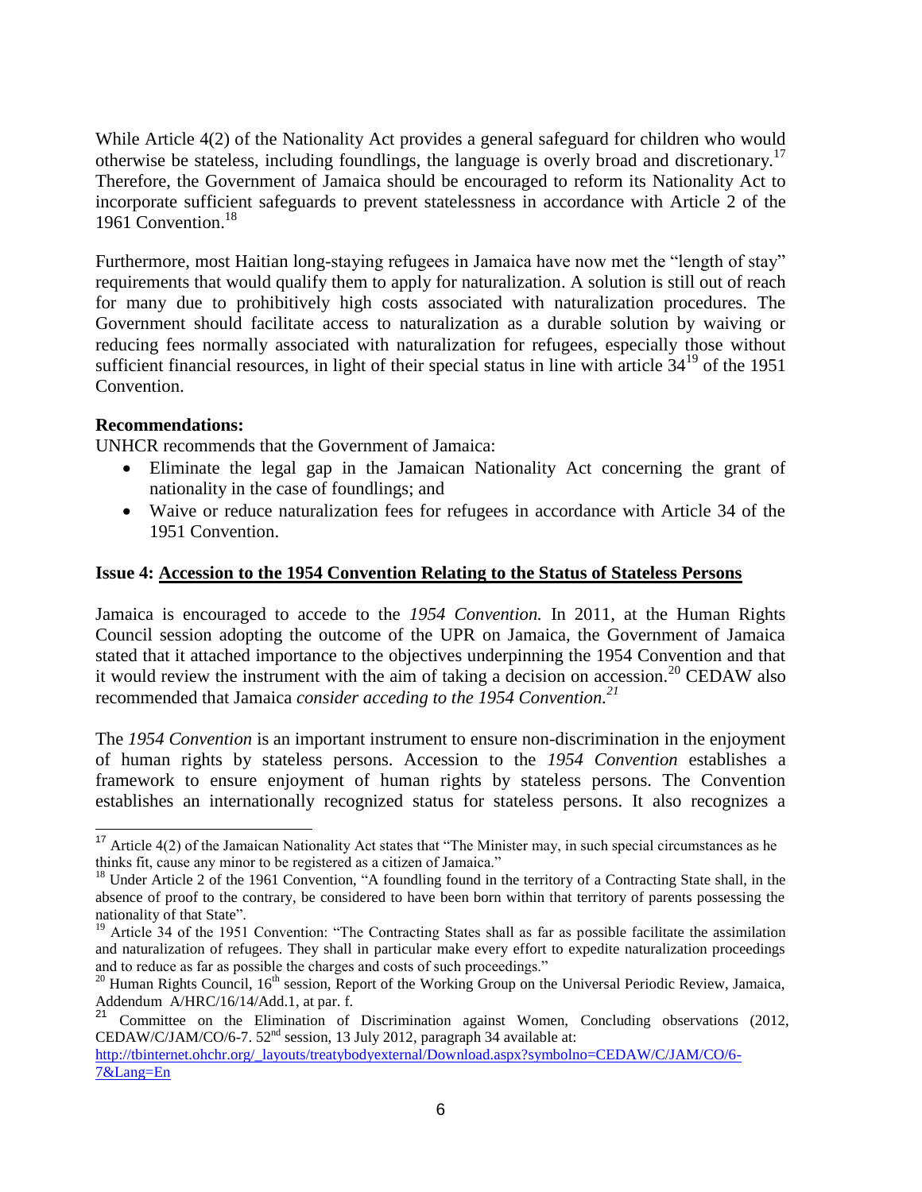While Article 4(2) of the Nationality Act provides a general safeguard for children who would otherwise be stateless, including foundlings, the language is overly broad and discretionary.[17] Therefore, the Government of Jamaica should be encouraged to reform its Nationality Act to incorporate sufficient safeguards to prevent statelessness in accordance with Article 2 of the 1961 Convention.[18]

Furthermore, most Haitian long-staying refugees in Jamaica have now met the "length of stay" requirements that would qualify them to apply for naturalization. A solution is still out of reach for many due to prohibitively high costs associated with naturalization procedures. The Government should facilitate access to naturalization as a durable solution by waiving or reducing fees normally associated with naturalization for refugees, especially those without sufficient financial resources, in light of their special status in line with article 34[19] of the 1951 Convention.

**Recommendations:**

UNHCR recommends that the Government of Jamaica:

- Eliminate the legal gap in the Jamaican Nationality Act concerning the grant of nationality in the case of foundlings; and
- Waive or reduce naturalization fees for refugees in accordance with Article 34 of the 1951 Convention.

**Issue 4: <u>Accession to the 1954 Convention Relating to the Status of Stateless Persons</u>**

Jamaica is encouraged to accede to the *1954 Convention.* In 2011, at the Human Rights Council session adopting the outcome of the UPR on Jamaica, the Government of Jamaica stated that it attached importance to the objectives underpinning the 1954 Convention and that it would review the instrument with the aim of taking a decision on accession.[20] CEDAW also recommended that Jamaica *consider acceding to the 1954 Convention.*[21]

The *1954 Convention* is an important instrument to ensure non-discrimination in the enjoyment of human rights by stateless persons. Accession to the *1954 Convention* establishes a framework to ensure enjoyment of human rights by stateless persons. The Convention establishes an internationally recognized status for stateless persons. It also recognizes a

---

[17] Article 4(2) of the Jamaican Nationality Act states that "The Minister may, in such special circumstances as he thinks fit, cause any minor to be registered as a citizen of Jamaica."

[18] Under Article 2 of the 1961 Convention, "A foundling found in the territory of a Contracting State shall, in the absence of proof to the contrary, be considered to have been born within that territory of parents possessing the nationality of that State".

[19] Article 34 of the 1951 Convention: "The Contracting States shall as far as possible facilitate the assimilation and naturalization of refugees. They shall in particular make every effort to expedite naturalization proceedings and to reduce as far as possible the charges and costs of such proceedings."

[20] Human Rights Council, 16th session, Report of the Working Group on the Universal Periodic Review, Jamaica, Addendum A/HRC/16/14/Add.1, at par. f.

[21] Committee on the Elimination of Discrimination against Women, Concluding observations (2012, CEDAW/C/JAM/CO/6-7. 52nd session, 13 July 2012, paragraph 34 available at: http://tbinternet.ohchr.org/_layouts/treatybodyexternal/Download.aspx?symbolno=CEDAW/C/JAM/CO/6-7&Lang=En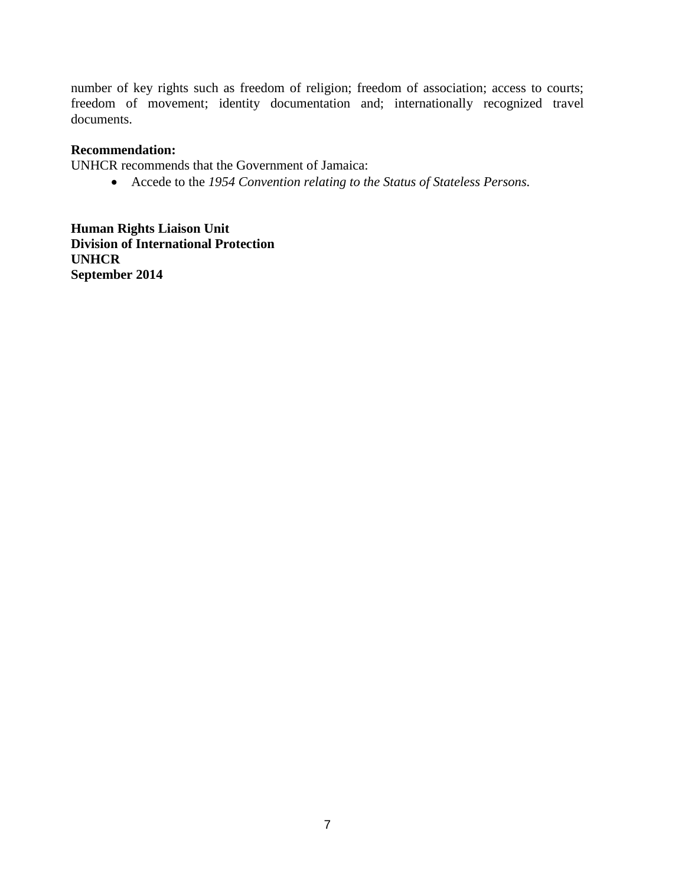number of key rights such as freedom of religion; freedom of association; access to courts; freedom of movement; identity documentation and; internationally recognized travel documents.

**Recommendation:**
UNHCR recommends that the Government of Jamaica:

- Accede to the *1954 Convention relating to the Status of Stateless Persons.*

**Human Rights Liaison Unit**
**Division of International Protection**
**UNHCR**
**September 2014**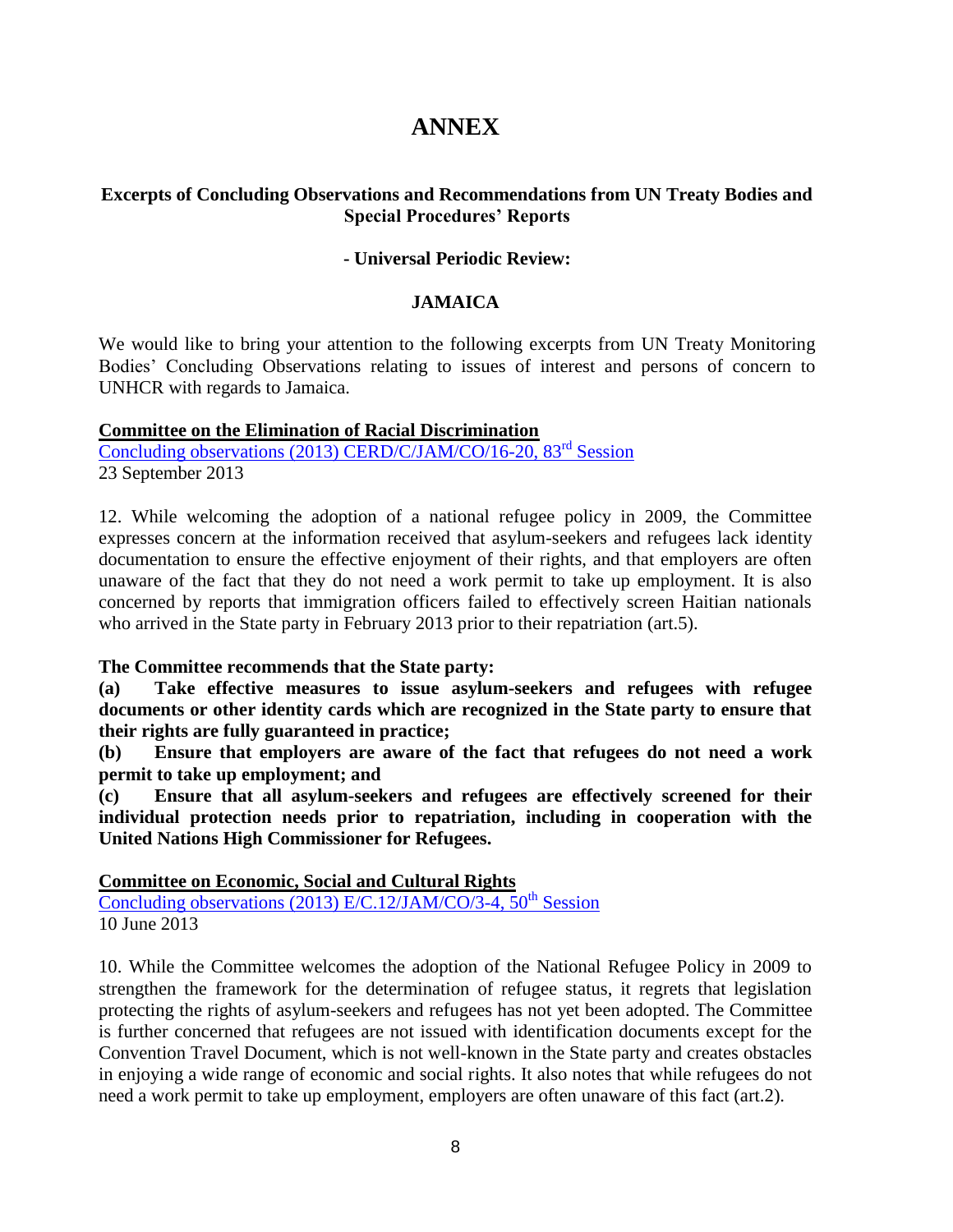# ANNEX

**Excerpts of Concluding Observations and Recommendations from UN Treaty Bodies and Special Procedures' Reports**

**- Universal Periodic Review:**

**JAMAICA**

We would like to bring your attention to the following excerpts from UN Treaty Monitoring Bodies' Concluding Observations relating to issues of interest and persons of concern to UNHCR with regards to Jamaica.

**Committee on the Elimination of Racial Discrimination**

Concluding observations (2013) CERD/C/JAM/CO/16-20, 83rd Session

23 September 2013

12. While welcoming the adoption of a national refugee policy in 2009, the Committee expresses concern at the information received that asylum-seekers and refugees lack identity documentation to ensure the effective enjoyment of their rights, and that employers are often unaware of the fact that they do not need a work permit to take up employment. It is also concerned by reports that immigration officers failed to effectively screen Haitian nationals who arrived in the State party in February 2013 prior to their repatriation (art.5).

**The Committee recommends that the State party:**

**(a) Take effective measures to issue asylum-seekers and refugees with refugee documents or other identity cards which are recognized in the State party to ensure that their rights are fully guaranteed in practice;**

**(b) Ensure that employers are aware of the fact that refugees do not need a work permit to take up employment; and**

**(c) Ensure that all asylum-seekers and refugees are effectively screened for their individual protection needs prior to repatriation, including in cooperation with the United Nations High Commissioner for Refugees.**

**Committee on Economic, Social and Cultural Rights**

Concluding observations (2013) E/C.12/JAM/CO/3-4, 50th Session

10 June 2013

10. While the Committee welcomes the adoption of the National Refugee Policy in 2009 to strengthen the framework for the determination of refugee status, it regrets that legislation protecting the rights of asylum-seekers and refugees has not yet been adopted. The Committee is further concerned that refugees are not issued with identification documents except for the Convention Travel Document, which is not well-known in the State party and creates obstacles in enjoying a wide range of economic and social rights. It also notes that while refugees do not need a work permit to take up employment, employers are often unaware of this fact (art.2).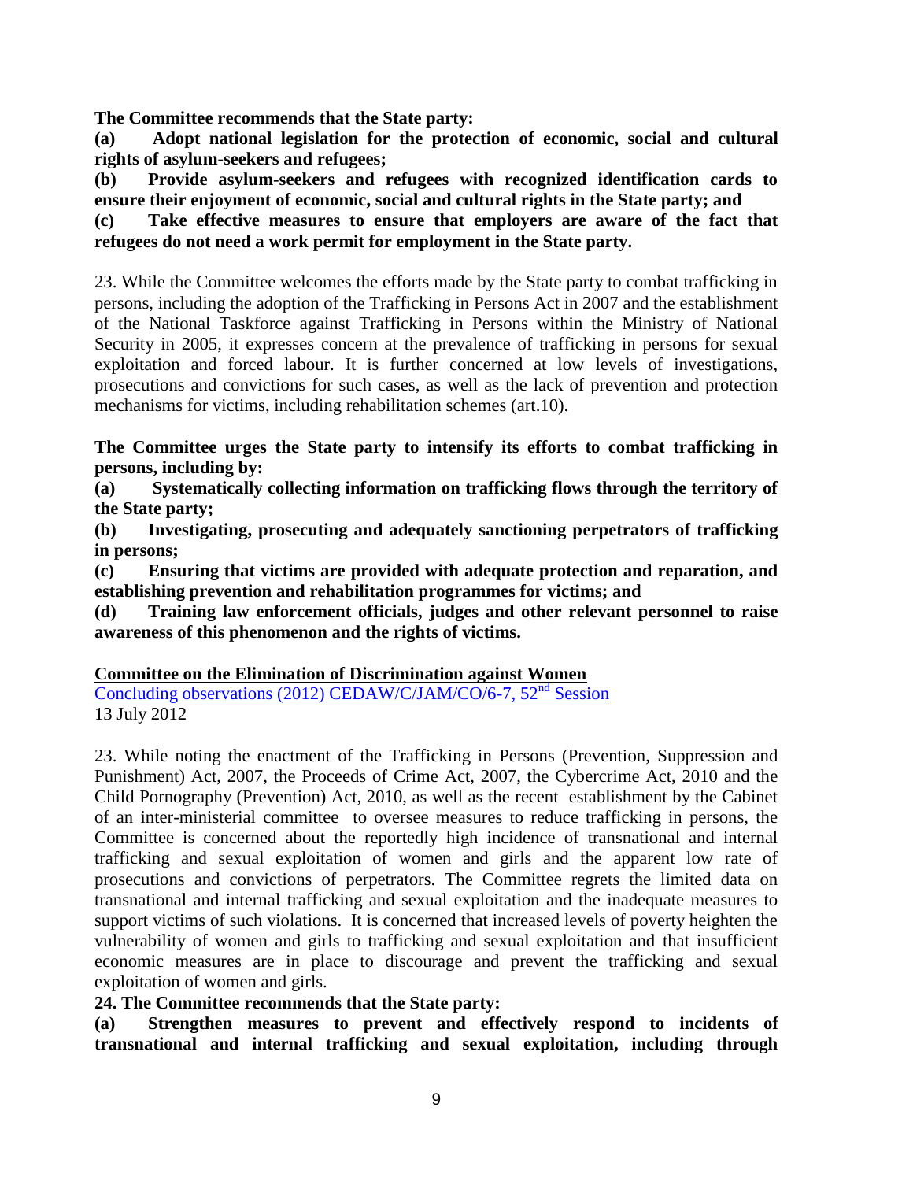**The Committee recommends that the State party:**

**(a) Adopt national legislation for the protection of economic, social and cultural rights of asylum-seekers and refugees;**

**(b) Provide asylum-seekers and refugees with recognized identification cards to ensure their enjoyment of economic, social and cultural rights in the State party; and**

**(c) Take effective measures to ensure that employers are aware of the fact that refugees do not need a work permit for employment in the State party.**

23. While the Committee welcomes the efforts made by the State party to combat trafficking in persons, including the adoption of the Trafficking in Persons Act in 2007 and the establishment of the National Taskforce against Trafficking in Persons within the Ministry of National Security in 2005, it expresses concern at the prevalence of trafficking in persons for sexual exploitation and forced labour. It is further concerned at low levels of investigations, prosecutions and convictions for such cases, as well as the lack of prevention and protection mechanisms for victims, including rehabilitation schemes (art.10).

**The Committee urges the State party to intensify its efforts to combat trafficking in persons, including by:**

**(a) Systematically collecting information on trafficking flows through the territory of the State party;**

**(b) Investigating, prosecuting and adequately sanctioning perpetrators of trafficking in persons;**

**(c) Ensuring that victims are provided with adequate protection and reparation, and establishing prevention and rehabilitation programmes for victims; and**

**(d) Training law enforcement officials, judges and other relevant personnel to raise awareness of this phenomenon and the rights of victims.**

**Committee on the Elimination of Discrimination against Women**

Concluding observations (2012) CEDAW/C/JAM/CO/6-7, 52nd Session
13 July 2012

23. While noting the enactment of the Trafficking in Persons (Prevention, Suppression and Punishment) Act, 2007, the Proceeds of Crime Act, 2007, the Cybercrime Act, 2010 and the Child Pornography (Prevention) Act, 2010, as well as the recent establishment by the Cabinet of an inter-ministerial committee to oversee measures to reduce trafficking in persons, the Committee is concerned about the reportedly high incidence of transnational and internal trafficking and sexual exploitation of women and girls and the apparent low rate of prosecutions and convictions of perpetrators. The Committee regrets the limited data on transnational and internal trafficking and sexual exploitation and the inadequate measures to support victims of such violations. It is concerned that increased levels of poverty heighten the vulnerability of women and girls to trafficking and sexual exploitation and that insufficient economic measures are in place to discourage and prevent the trafficking and sexual exploitation of women and girls.

**24. The Committee recommends that the State party:**

**(a) Strengthen measures to prevent and effectively respond to incidents of transnational and internal trafficking and sexual exploitation, including through**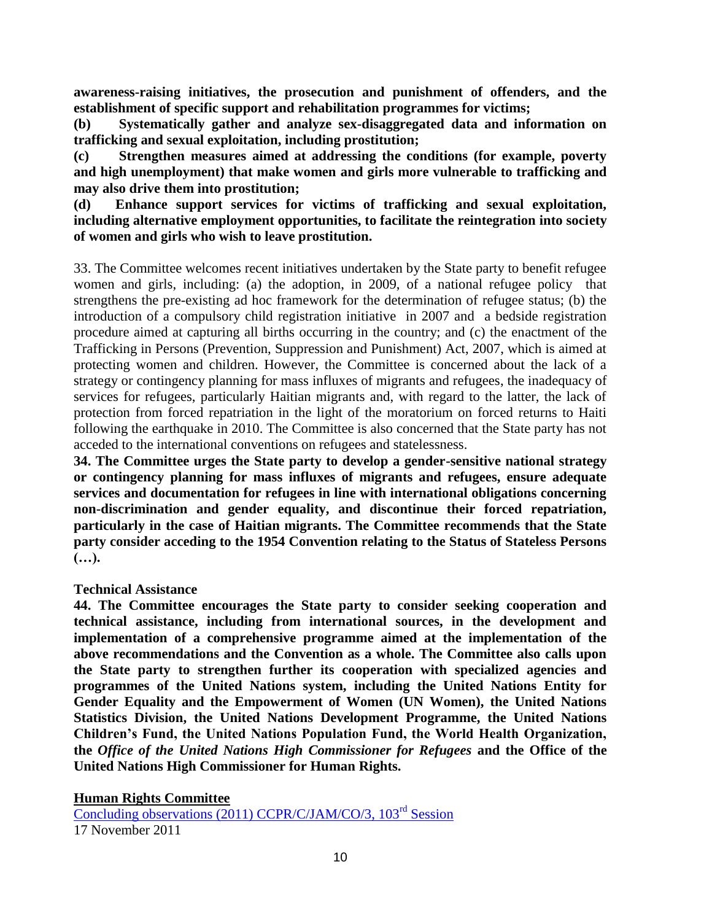**awareness-raising initiatives, the prosecution and punishment of offenders, and the establishment of specific support and rehabilitation programmes for victims;**

**(b) Systematically gather and analyze sex-disaggregated data and information on trafficking and sexual exploitation, including prostitution;**

**(c) Strengthen measures aimed at addressing the conditions (for example, poverty and high unemployment) that make women and girls more vulnerable to trafficking and may also drive them into prostitution;**

**(d) Enhance support services for victims of trafficking and sexual exploitation, including alternative employment opportunities, to facilitate the reintegration into society of women and girls who wish to leave prostitution.**

33. The Committee welcomes recent initiatives undertaken by the State party to benefit refugee women and girls, including: (a) the adoption, in 2009, of a national refugee policy that strengthens the pre-existing ad hoc framework for the determination of refugee status; (b) the introduction of a compulsory child registration initiative in 2007 and a bedside registration procedure aimed at capturing all births occurring in the country; and (c) the enactment of the Trafficking in Persons (Prevention, Suppression and Punishment) Act, 2007, which is aimed at protecting women and children. However, the Committee is concerned about the lack of a strategy or contingency planning for mass influxes of migrants and refugees, the inadequacy of services for refugees, particularly Haitian migrants and, with regard to the latter, the lack of protection from forced repatriation in the light of the moratorium on forced returns to Haiti following the earthquake in 2010. The Committee is also concerned that the State party has not acceded to the international conventions on refugees and statelessness.

**34. The Committee urges the State party to develop a gender-sensitive national strategy or contingency planning for mass influxes of migrants and refugees, ensure adequate services and documentation for refugees in line with international obligations concerning non-discrimination and gender equality, and discontinue their forced repatriation, particularly in the case of Haitian migrants. The Committee recommends that the State party consider acceding to the 1954 Convention relating to the Status of Stateless Persons (…).**

**Technical Assistance**

**44. The Committee encourages the State party to consider seeking cooperation and technical assistance, including from international sources, in the development and implementation of a comprehensive programme aimed at the implementation of the above recommendations and the Convention as a whole. The Committee also calls upon the State party to strengthen further its cooperation with specialized agencies and programmes of the United Nations system, including the United Nations Entity for Gender Equality and the Empowerment of Women (UN Women), the United Nations Statistics Division, the United Nations Development Programme, the United Nations Children's Fund, the United Nations Population Fund, the World Health Organization, the *Office of the United Nations High Commissioner for Refugees* and the Office of the United Nations High Commissioner for Human Rights.**

**Human Rights Committee**

Concluding observations (2011) CCPR/C/JAM/CO/3, 103rd Session
17 November 2011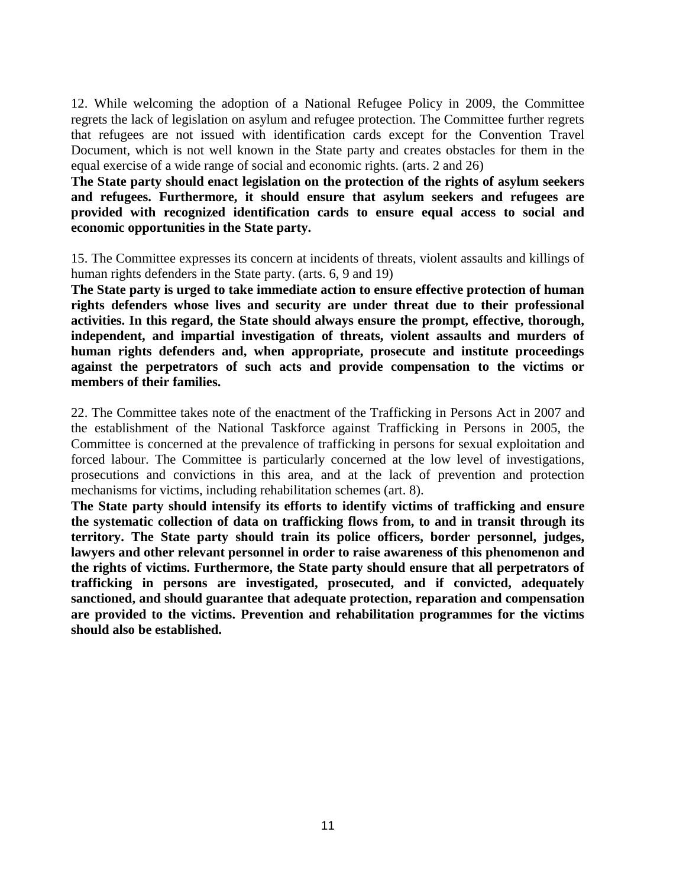12. While welcoming the adoption of a National Refugee Policy in 2009, the Committee regrets the lack of legislation on asylum and refugee protection. The Committee further regrets that refugees are not issued with identification cards except for the Convention Travel Document, which is not well known in the State party and creates obstacles for them in the equal exercise of a wide range of social and economic rights. (arts. 2 and 26)

**The State party should enact legislation on the protection of the rights of asylum seekers and refugees. Furthermore, it should ensure that asylum seekers and refugees are provided with recognized identification cards to ensure equal access to social and economic opportunities in the State party.**

15. The Committee expresses its concern at incidents of threats, violent assaults and killings of human rights defenders in the State party. (arts. 6, 9 and 19)

**The State party is urged to take immediate action to ensure effective protection of human rights defenders whose lives and security are under threat due to their professional activities. In this regard, the State should always ensure the prompt, effective, thorough, independent, and impartial investigation of threats, violent assaults and murders of human rights defenders and, when appropriate, prosecute and institute proceedings against the perpetrators of such acts and provide compensation to the victims or members of their families.**

22. The Committee takes note of the enactment of the Trafficking in Persons Act in 2007 and the establishment of the National Taskforce against Trafficking in Persons in 2005, the Committee is concerned at the prevalence of trafficking in persons for sexual exploitation and forced labour. The Committee is particularly concerned at the low level of investigations, prosecutions and convictions in this area, and at the lack of prevention and protection mechanisms for victims, including rehabilitation schemes (art. 8).

**The State party should intensify its efforts to identify victims of trafficking and ensure the systematic collection of data on trafficking flows from, to and in transit through its territory. The State party should train its police officers, border personnel, judges, lawyers and other relevant personnel in order to raise awareness of this phenomenon and the rights of victims. Furthermore, the State party should ensure that all perpetrators of trafficking in persons are investigated, prosecuted, and if convicted, adequately sanctioned, and should guarantee that adequate protection, reparation and compensation are provided to the victims. Prevention and rehabilitation programmes for the victims should also be established.**